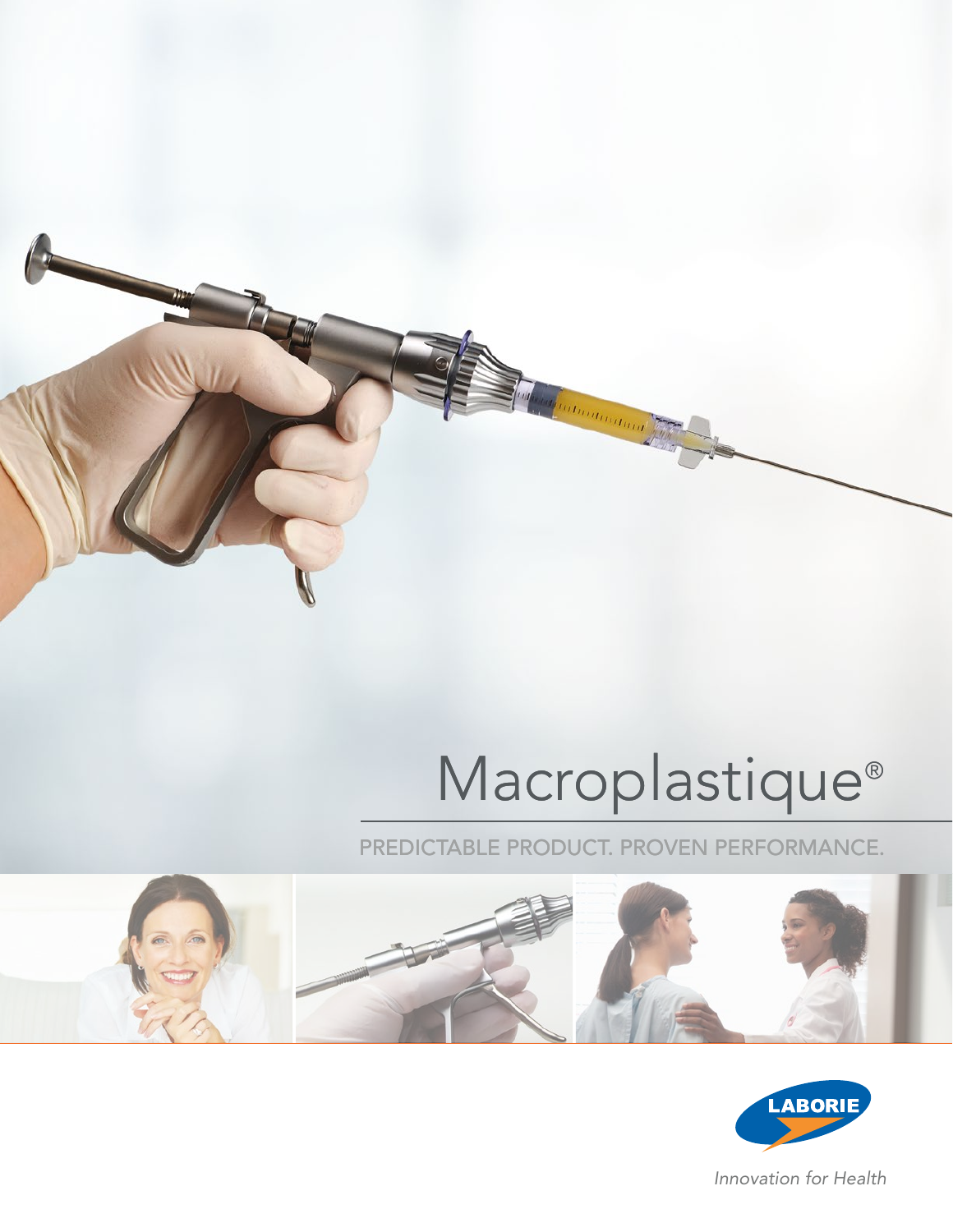# Macroplastique®

PREDICTABLE PRODUCT. PROVEN PERFORMANCE.

LABORIE

*Innovation for Health*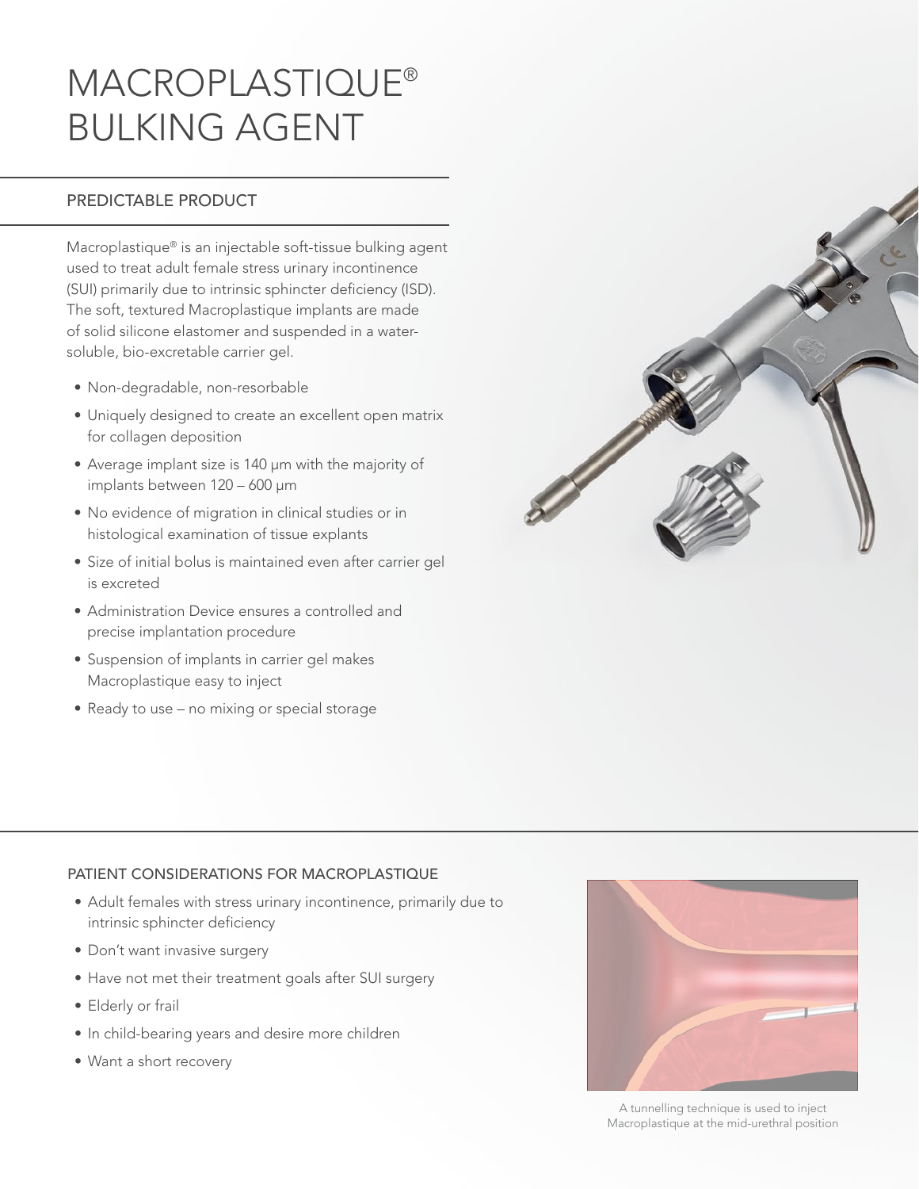# MACROPLASTIQUE® BULKING AGENT

## PREDICTABLE PRODUCT

Macroplastique® is an injectable soft-tissue bulking agent used to treat adult female stress urinary incontinence (SUI) primarily due to intrinsic sphincter deficiency (ISD). The soft, textured Macroplastique implants are made of solid silicone elastomer and suspended in a water-soluble, bio-excretable carrier gel.

- Non-degradable, non-resorbable
- Uniquely designed to create an excellent open matrix for collagen deposition
- Average implant size is 140 µm with the majority of implants between 120 – 600 µm
- No evidence of migration in clinical studies or in histological examination of tissue explants
- Size of initial bolus is maintained even after carrier gel is excreted
- Administration Device ensures a controlled and precise implantation procedure
- Suspension of implants in carrier gel makes Macroplastique easy to inject
- Ready to use – no mixing or special storage

## PATIENT CONSIDERATIONS FOR MACROPLASTIQUE

- Adult females with stress urinary incontinence, primarily due to intrinsic sphincter deficiency
- Don't want invasive surgery
- Have not met their treatment goals after SUI surgery
- Elderly or frail
- In child-bearing years and desire more children
- Want a short recovery

A tunnelling technique is used to inject Macroplastique at the mid-urethral position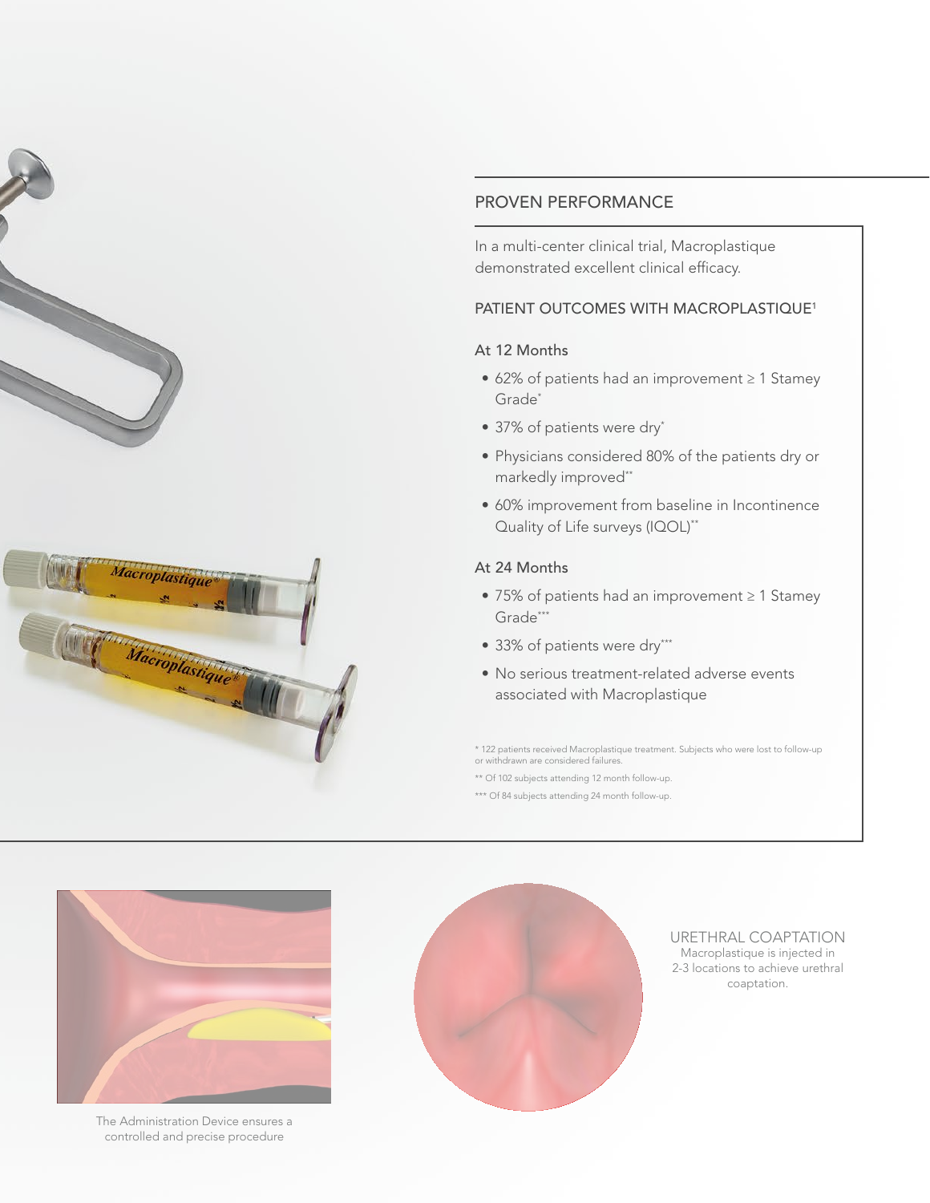## PROVEN PERFORMANCE

In a multi-center clinical trial, Macroplastique demonstrated excellent clinical efficacy.

### PATIENT OUTCOMES WITH MACROPLASTIQUE[1]

#### At 12 Months

- 62% of patients had an improvement ≥ 1 Stamey Grade*
- 37% of patients were dry*
- Physicians considered 80% of the patients dry or markedly improved**
- 60% improvement from baseline in Incontinence Quality of Life surveys (IQOL)**

#### At 24 Months

- 75% of patients had an improvement ≥ 1 Stamey Grade***
- 33% of patients were dry***
- No serious treatment-related adverse events associated with Macroplastique

\* 122 patients received Macroplastique treatment. Subjects who were lost to follow-up or withdrawn are considered failures.

** Of 102 subjects attending 12 month follow-up.

*** Of 84 subjects attending 24 month follow-up.

The Administration Device ensures a controlled and precise procedure

URETHRAL COAPTATION

Macroplastique is injected in 2-3 locations to achieve urethral coaptation.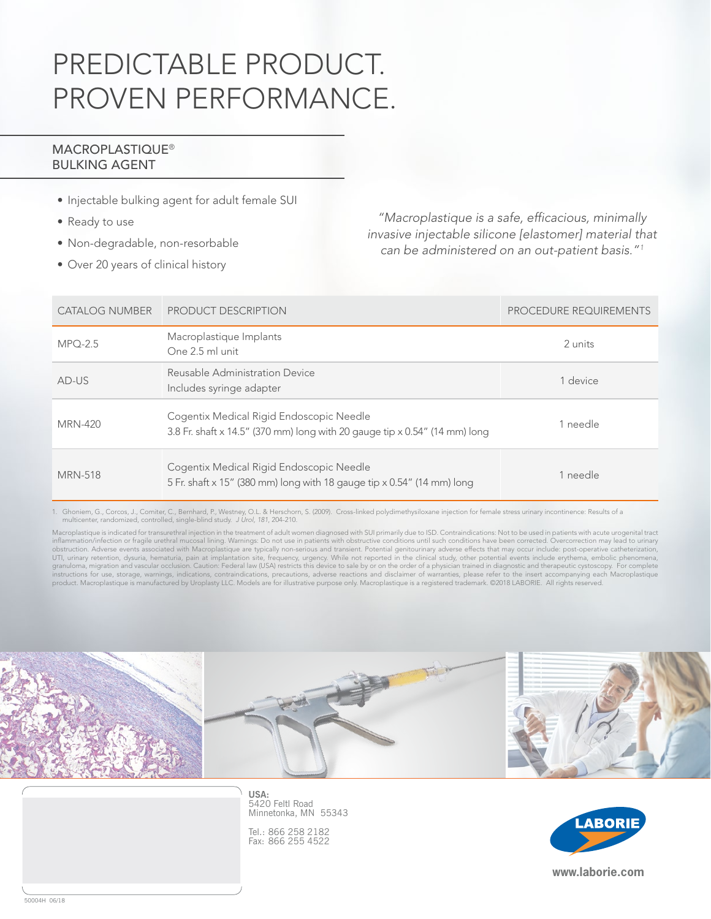# PREDICTABLE PRODUCT. PROVEN PERFORMANCE.

## MACROPLASTIQUE® BULKING AGENT

- Injectable bulking agent for adult female SUI
- Ready to use
- Non-degradable, non-resorbable
- Over 20 years of clinical history

*"Macroplastique is a safe, efficacious, minimally invasive injectable silicone [elastomer] material that can be administered on an out-patient basis."*[1]

| CATALOG NUMBER | PRODUCT DESCRIPTION | PROCEDURE REQUIREMENTS |
|---|---|---|
| MPQ-2.5 | Macroplastique Implants<br>One 2.5 ml unit | 2 units |
| AD-US | Reusable Administration Device<br>Includes syringe adapter | 1 device |
| MRN-420 | Cogentix Medical Rigid Endoscopic Needle<br>3.8 Fr. shaft x 14.5" (370 mm) long with 20 gauge tip x 0.54" (14 mm) long | 1 needle |
| MRN-518 | Cogentix Medical Rigid Endoscopic Needle<br>5 Fr. shaft x 15" (380 mm) long with 18 gauge tip x 0.54" (14 mm) long | 1 needle |

1. Ghoniem, G., Corcos, J., Comiter, C., Bernhard, P., Westney, O.L. & Herschorn, S. (2009). Cross-linked polydimethysiloxane injection for female stress urinary incontinence: Results of a multicenter, randomized, controlled, single-blind study. *J Urol, 181*, 204-210.

Macroplastique is indicated for transurethral injection in the treatment of adult women diagnosed with SUI primarily due to ISD. Contraindications: Not to be used in patients with acute urogenital tract inflammation/infection or fragile urethral mucosal lining. Warnings: Do not use in patients with obstructive conditions until such conditions have been corrected. Overcorrection may lead to urinary obstruction. Adverse events associated with Macroplastique are typically non-serious and transient. Potential genitourinary adverse effects that may occur include: post-operative catheterization, UTI, urinary retention, dysuria, hematuria, pain at implantation site, frequency, urgency. While not reported in the clinical study, other potential events include erythema, embolic phenomena, granuloma, migration and vascular occlusion. Caution: Federal law (USA) restricts this device to sale by or on the order of a physician trained in diagnostic and therapeutic cystoscopy. For complete instructions for use, storage, warnings, indications, contraindications, precautions, adverse reactions and disclaimer of warranties, please refer to the insert accompanying each Macroplastique product. Macroplastique is manufactured by Uroplasty LLC. Models are for illustrative purpose only. Macroplastique is a registered trademark. ©2018 LABORIE. All rights reserved.

**USA:**
5420 Feltl Road
Minnetonka, MN 55343

Tel.: 866 258 2182
Fax: 866 255 4522

LABORIE

**www.laborie.com**

50004H 06/18